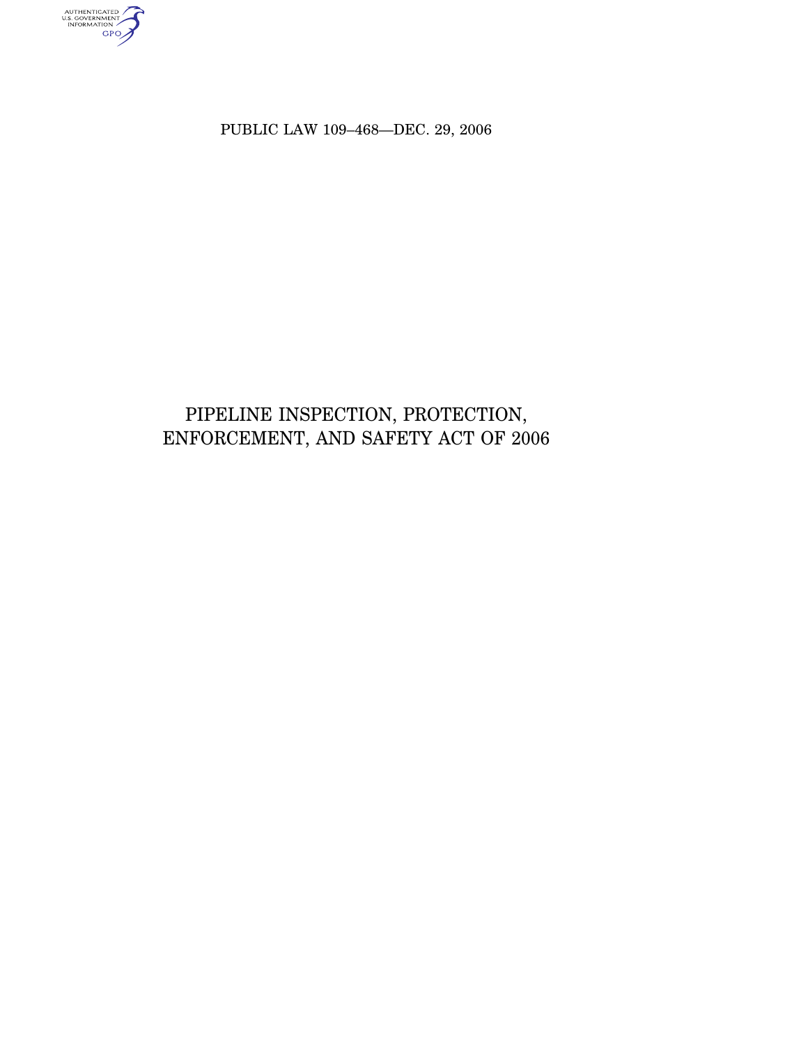PUBLIC LAW 109–468—DEC. 29, 2006

# PIPELINE INSPECTION, PROTECTION, ENFORCEMENT, AND SAFETY ACT OF 2006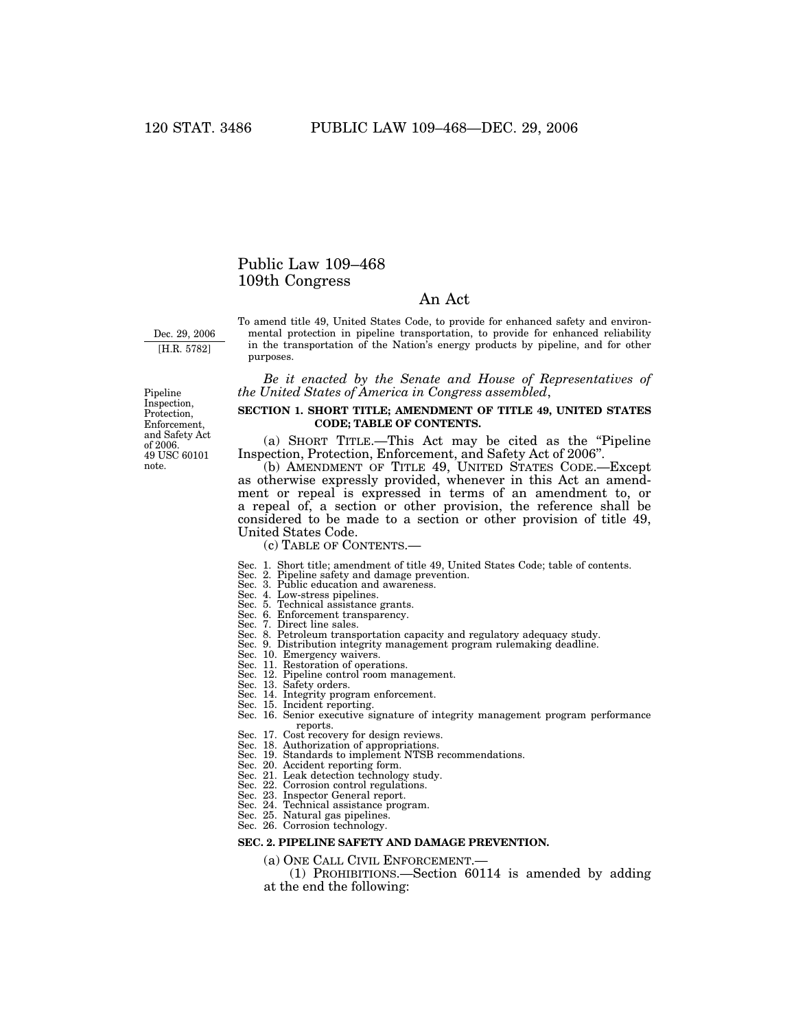# Public Law 109–468
## 109th Congress

## An Act

Dec. 29, 2006
[H.R. 5782]

To amend title 49, United States Code, to provide for enhanced safety and environmental protection in pipeline transportation, to provide for enhanced reliability in the transportation of the Nation's energy products by pipeline, and for other purposes.

*Be it enacted by the Senate and House of Representatives of the United States of America in Congress assembled*,

Pipeline Inspection, Protection, Enforcement, and Safety Act of 2006.
49 USC 60101 note.

**SECTION 1. SHORT TITLE; AMENDMENT OF TITLE 49, UNITED STATES CODE; TABLE OF CONTENTS.**

(a) SHORT TITLE.—This Act may be cited as the "Pipeline Inspection, Protection, Enforcement, and Safety Act of 2006".

(b) AMENDMENT OF TITLE 49, UNITED STATES CODE.—Except as otherwise expressly provided, whenever in this Act an amendment or repeal is expressed in terms of an amendment to, or a repeal of, a section or other provision, the reference shall be considered to be made to a section or other provision of title 49, United States Code.

(c) TABLE OF CONTENTS.—

Sec. 1. Short title; amendment of title 49, United States Code; table of contents.
Sec. 2. Pipeline safety and damage prevention.
Sec. 3. Public education and awareness.
Sec. 4. Low-stress pipelines.
Sec. 5. Technical assistance grants.
Sec. 6. Enforcement transparency.
Sec. 7. Direct line sales.
Sec. 8. Petroleum transportation capacity and regulatory adequacy study.
Sec. 9. Distribution integrity management program rulemaking deadline.
Sec. 10. Emergency waivers.
Sec. 11. Restoration of operations.
Sec. 12. Pipeline control room management.
Sec. 13. Safety orders.
Sec. 14. Integrity program enforcement.
Sec. 15. Incident reporting.
Sec. 16. Senior executive signature of integrity management program performance reports.
Sec. 17. Cost recovery for design reviews.
Sec. 18. Authorization of appropriations.
Sec. 19. Standards to implement NTSB recommendations.
Sec. 20. Accident reporting form.
Sec. 21. Leak detection technology study.
Sec. 22. Corrosion control regulations.
Sec. 23. Inspector General report.
Sec. 24. Technical assistance program.
Sec. 25. Natural gas pipelines.
Sec. 26. Corrosion technology.

**SEC. 2. PIPELINE SAFETY AND DAMAGE PREVENTION.**

(a) ONE CALL CIVIL ENFORCEMENT.—

(1) PROHIBITIONS.—Section 60114 is amended by adding at the end the following: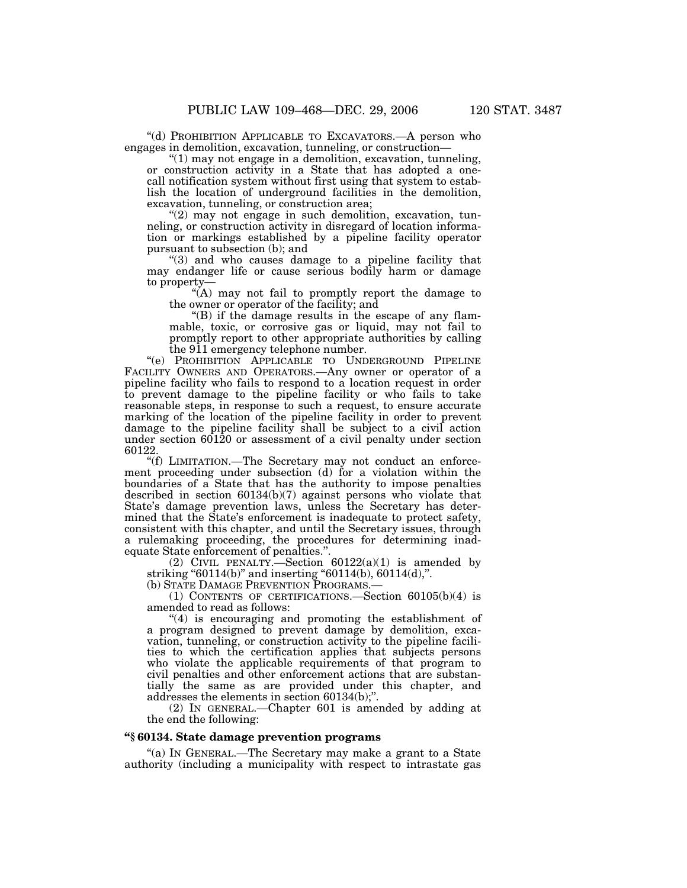"(d) PROHIBITION APPLICABLE TO EXCAVATORS.—A person who engages in demolition, excavation, tunneling, or construction—

"(1) may not engage in a demolition, excavation, tunneling, or construction activity in a State that has adopted a one-call notification system without first using that system to establish the location of underground facilities in the demolition, excavation, tunneling, or construction area;

"(2) may not engage in such demolition, excavation, tunneling, or construction activity in disregard of location information or markings established by a pipeline facility operator pursuant to subsection (b); and

"(3) and who causes damage to a pipeline facility that may endanger life or cause serious bodily harm or damage to property—

"(A) may not fail to promptly report the damage to the owner or operator of the facility; and

"(B) if the damage results in the escape of any flammable, toxic, or corrosive gas or liquid, may not fail to promptly report to other appropriate authorities by calling the 911 emergency telephone number.

"(e) PROHIBITION APPLICABLE TO UNDERGROUND PIPELINE FACILITY OWNERS AND OPERATORS.—Any owner or operator of a pipeline facility who fails to respond to a location request in order to prevent damage to the pipeline facility or who fails to take reasonable steps, in response to such a request, to ensure accurate marking of the location of the pipeline facility in order to prevent damage to the pipeline facility shall be subject to a civil action under section 60120 or assessment of a civil penalty under section 60122.

"(f) LIMITATION.—The Secretary may not conduct an enforcement proceeding under subsection (d) for a violation within the boundaries of a State that has the authority to impose penalties described in section 60134(b)(7) against persons who violate that State's damage prevention laws, unless the Secretary has determined that the State's enforcement is inadequate to protect safety, consistent with this chapter, and until the Secretary issues, through a rulemaking proceeding, the procedures for determining inadequate State enforcement of penalties.".

(2) CIVIL PENALTY.—Section 60122(a)(1) is amended by striking "60114(b)" and inserting "60114(b), 60114(d),".

(b) STATE DAMAGE PREVENTION PROGRAMS.—

(1) CONTENTS OF CERTIFICATIONS.—Section 60105(b)(4) is amended to read as follows:

"(4) is encouraging and promoting the establishment of a program designed to prevent damage by demolition, excavation, tunneling, or construction activity to the pipeline facilities to which the certification applies that subjects persons who violate the applicable requirements of that program to civil penalties and other enforcement actions that are substantially the same as are provided under this chapter, and addresses the elements in section 60134(b);".

(2) IN GENERAL.—Chapter 601 is amended by adding at the end the following:

**"§ 60134. State damage prevention programs**

"(a) IN GENERAL.—The Secretary may make a grant to a State authority (including a municipality with respect to intrastate gas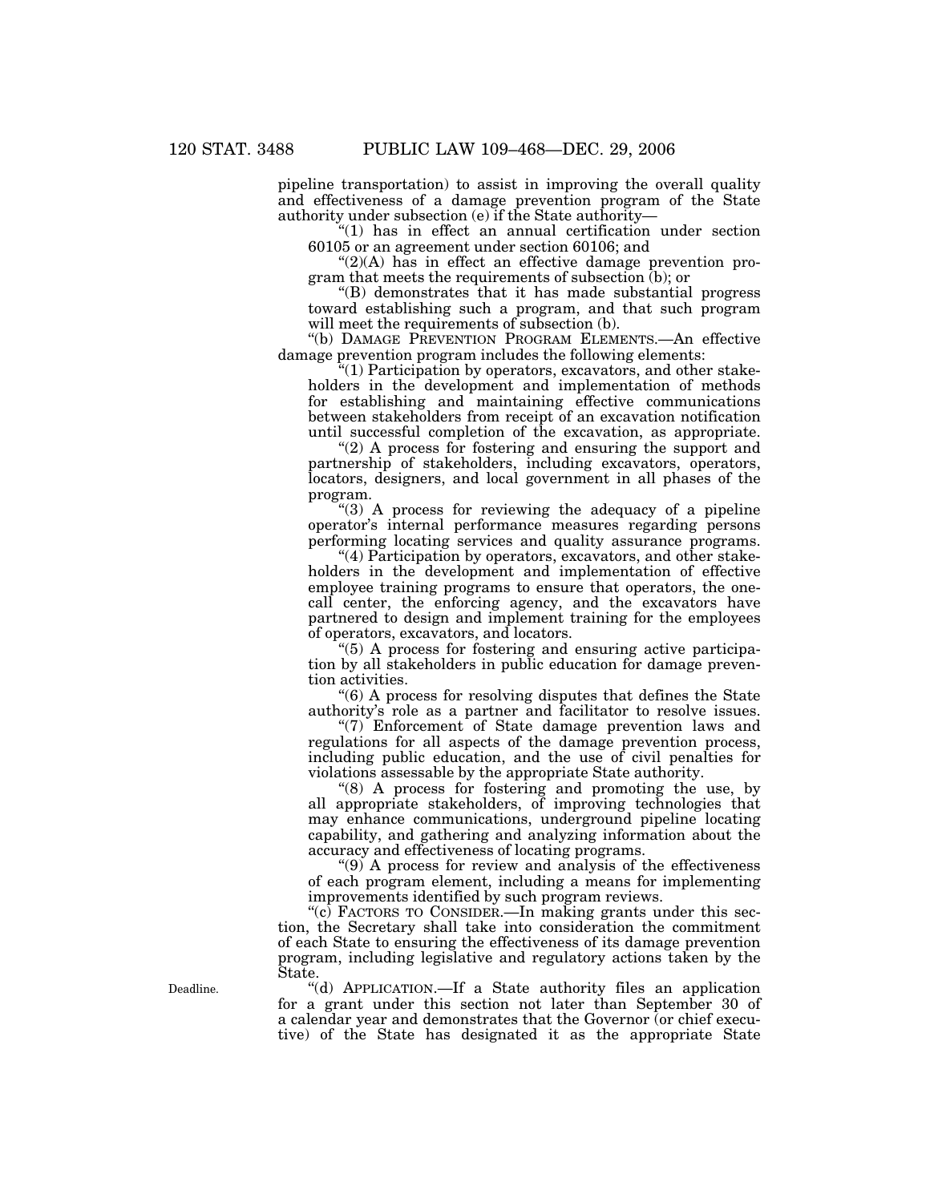pipeline transportation) to assist in improving the overall quality and effectiveness of a damage prevention program of the State authority under subsection (e) if the State authority—

"(1) has in effect an annual certification under section 60105 or an agreement under section 60106; and

"(2)(A) has in effect an effective damage prevention program that meets the requirements of subsection (b); or

"(B) demonstrates that it has made substantial progress toward establishing such a program, and that such program will meet the requirements of subsection (b).

"(b) DAMAGE PREVENTION PROGRAM ELEMENTS.—An effective damage prevention program includes the following elements:

"(1) Participation by operators, excavators, and other stakeholders in the development and implementation of methods for establishing and maintaining effective communications between stakeholders from receipt of an excavation notification until successful completion of the excavation, as appropriate.

"(2) A process for fostering and ensuring the support and partnership of stakeholders, including excavators, operators, locators, designers, and local government in all phases of the program.

"(3) A process for reviewing the adequacy of a pipeline operator's internal performance measures regarding persons performing locating services and quality assurance programs.

"(4) Participation by operators, excavators, and other stakeholders in the development and implementation of effective employee training programs to ensure that operators, the one-call center, the enforcing agency, and the excavators have partnered to design and implement training for the employees of operators, excavators, and locators.

"(5) A process for fostering and ensuring active participation by all stakeholders in public education for damage prevention activities.

"(6) A process for resolving disputes that defines the State authority's role as a partner and facilitator to resolve issues.

"(7) Enforcement of State damage prevention laws and regulations for all aspects of the damage prevention process, including public education, and the use of civil penalties for violations assessable by the appropriate State authority.

"(8) A process for fostering and promoting the use, by all appropriate stakeholders, of improving technologies that may enhance communications, underground pipeline locating capability, and gathering and analyzing information about the accuracy and effectiveness of locating programs.

"(9) A process for review and analysis of the effectiveness of each program element, including a means for implementing improvements identified by such program reviews.

"(c) FACTORS TO CONSIDER.—In making grants under this section, the Secretary shall take into consideration the commitment of each State to ensuring the effectiveness of its damage prevention program, including legislative and regulatory actions taken by the State.

Deadline.

"(d) APPLICATION.—If a State authority files an application for a grant under this section not later than September 30 of a calendar year and demonstrates that the Governor (or chief executive) of the State has designated it as the appropriate State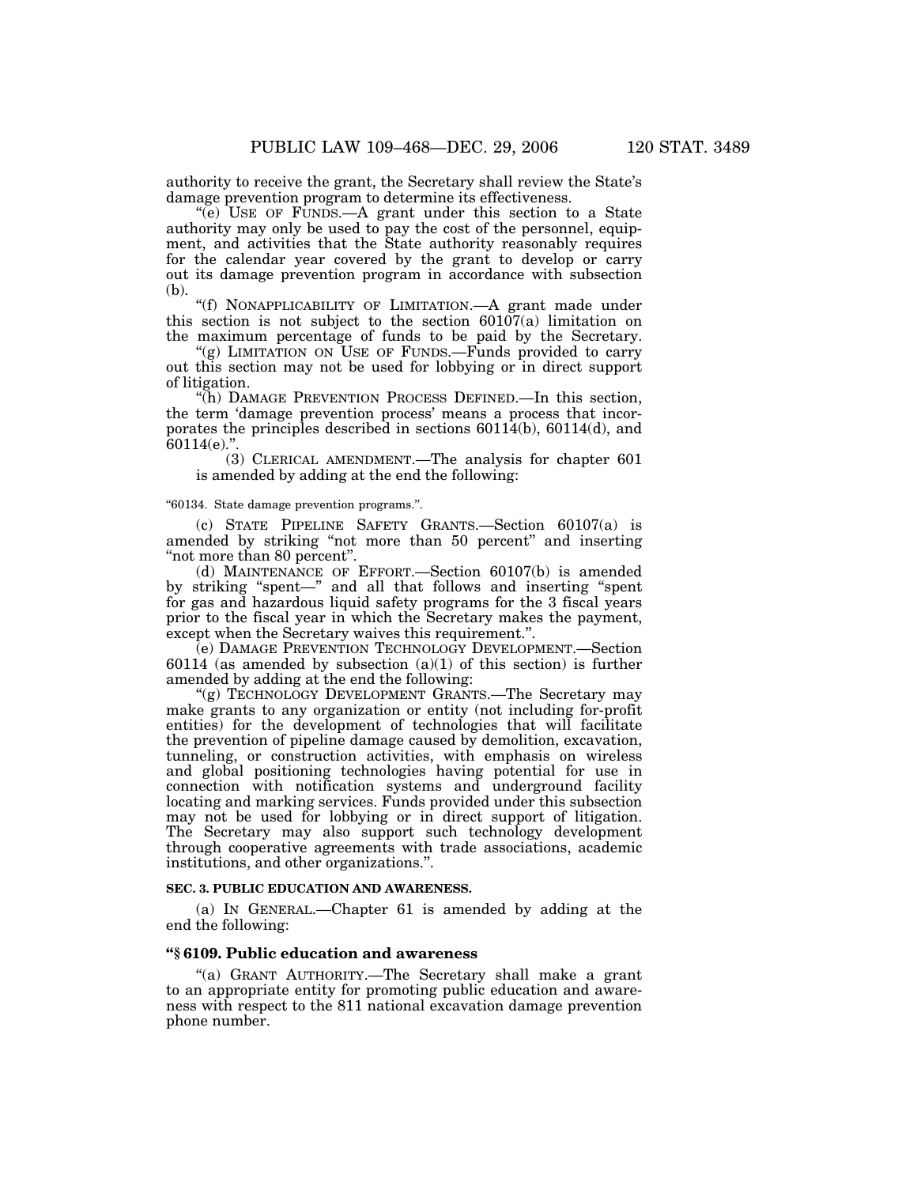authority to receive the grant, the Secretary shall review the State's damage prevention program to determine its effectiveness.

"(e) USE OF FUNDS.—A grant under this section to a State authority may only be used to pay the cost of the personnel, equipment, and activities that the State authority reasonably requires for the calendar year covered by the grant to develop or carry out its damage prevention program in accordance with subsection (b).

"(f) NONAPPLICABILITY OF LIMITATION.—A grant made under this section is not subject to the section 60107(a) limitation on the maximum percentage of funds to be paid by the Secretary.

"(g) LIMITATION ON USE OF FUNDS.—Funds provided to carry out this section may not be used for lobbying or in direct support of litigation.

"(h) DAMAGE PREVENTION PROCESS DEFINED.—In this section, the term 'damage prevention process' means a process that incorporates the principles described in sections 60114(b), 60114(d), and 60114(e).".

(3) CLERICAL AMENDMENT.—The analysis for chapter 601 is amended by adding at the end the following:

"60134. State damage prevention programs.".

(c) STATE PIPELINE SAFETY GRANTS.—Section 60107(a) is amended by striking "not more than 50 percent" and inserting "not more than 80 percent".

(d) MAINTENANCE OF EFFORT.—Section 60107(b) is amended by striking "spent—" and all that follows and inserting "spent for gas and hazardous liquid safety programs for the 3 fiscal years prior to the fiscal year in which the Secretary makes the payment, except when the Secretary waives this requirement.".

(e) DAMAGE PREVENTION TECHNOLOGY DEVELOPMENT.—Section 60114 (as amended by subsection (a)(1) of this section) is further amended by adding at the end the following:

"(g) TECHNOLOGY DEVELOPMENT GRANTS.—The Secretary may make grants to any organization or entity (not including for-profit entities) for the development of technologies that will facilitate the prevention of pipeline damage caused by demolition, excavation, tunneling, or construction activities, with emphasis on wireless and global positioning technologies having potential for use in connection with notification systems and underground facility locating and marking services. Funds provided under this subsection may not be used for lobbying or in direct support of litigation. The Secretary may also support such technology development through cooperative agreements with trade associations, academic institutions, and other organizations.".

**SEC. 3. PUBLIC EDUCATION AND AWARENESS.**

(a) IN GENERAL.—Chapter 61 is amended by adding at the end the following:

**"§ 6109. Public education and awareness**

"(a) GRANT AUTHORITY.—The Secretary shall make a grant to an appropriate entity for promoting public education and awareness with respect to the 811 national excavation damage prevention phone number.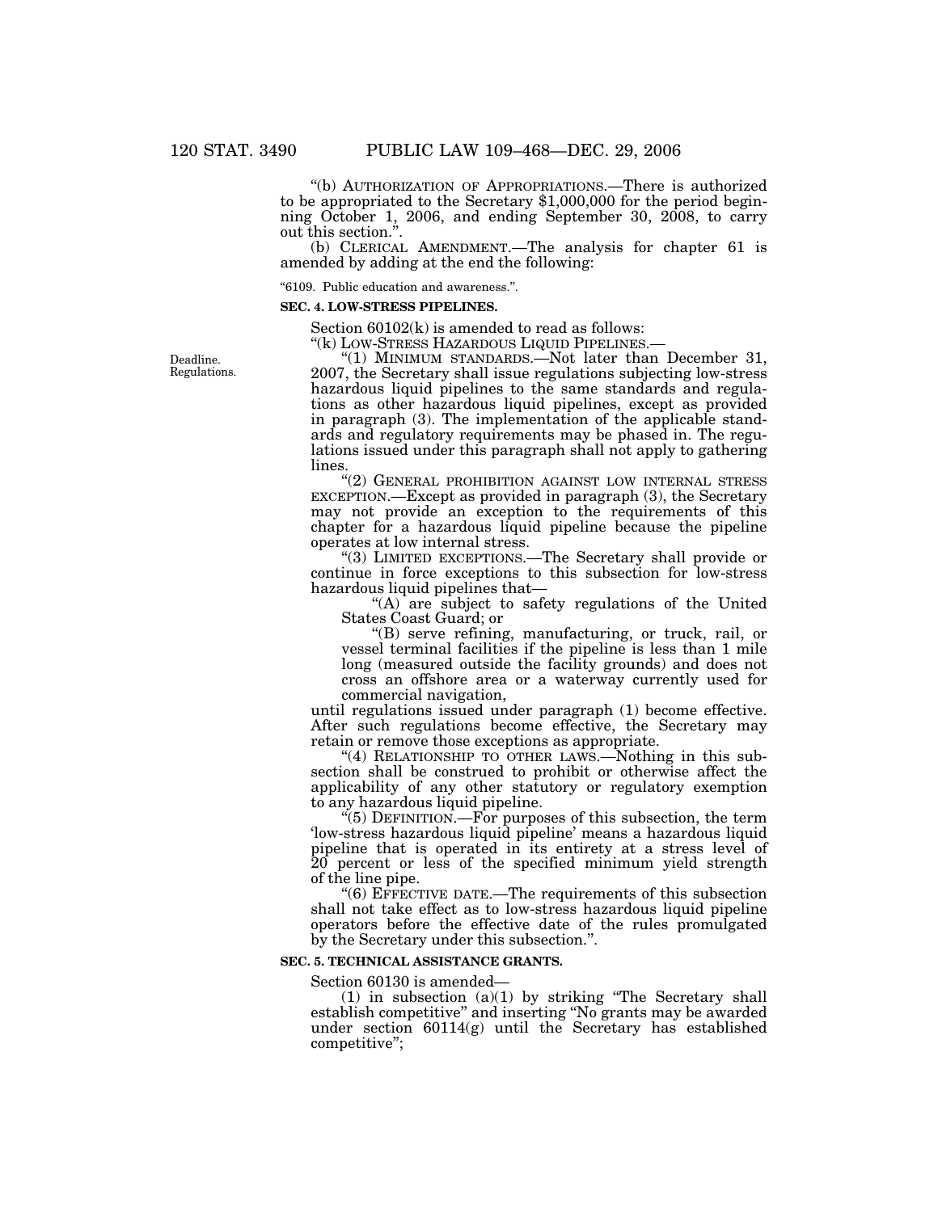"(b) AUTHORIZATION OF APPROPRIATIONS.—There is authorized to be appropriated to the Secretary $1,000,000 for the period beginning October 1, 2006, and ending September 30, 2008, to carry out this section.".

(b) CLERICAL AMENDMENT.—The analysis for chapter 61 is amended by adding at the end the following:

"6109. Public education and awareness.".

**SEC. 4. LOW-STRESS PIPELINES.**

Section 60102(k) is amended to read as follows:

"(k) LOW-STRESS HAZARDOUS LIQUID PIPELINES.—

Deadline. Regulations.

"(1) MINIMUM STANDARDS.—Not later than December 31, 2007, the Secretary shall issue regulations subjecting low-stress hazardous liquid pipelines to the same standards and regulations as other hazardous liquid pipelines, except as provided in paragraph (3). The implementation of the applicable standards and regulatory requirements may be phased in. The regulations issued under this paragraph shall not apply to gathering lines.

"(2) GENERAL PROHIBITION AGAINST LOW INTERNAL STRESS EXCEPTION.—Except as provided in paragraph (3), the Secretary may not provide an exception to the requirements of this chapter for a hazardous liquid pipeline because the pipeline operates at low internal stress.

"(3) LIMITED EXCEPTIONS.—The Secretary shall provide or continue in force exceptions to this subsection for low-stress hazardous liquid pipelines that—

"(A) are subject to safety regulations of the United States Coast Guard; or

"(B) serve refining, manufacturing, or truck, rail, or vessel terminal facilities if the pipeline is less than 1 mile long (measured outside the facility grounds) and does not cross an offshore area or a waterway currently used for commercial navigation,

until regulations issued under paragraph (1) become effective. After such regulations become effective, the Secretary may retain or remove those exceptions as appropriate.

"(4) RELATIONSHIP TO OTHER LAWS.—Nothing in this subsection shall be construed to prohibit or otherwise affect the applicability of any other statutory or regulatory exemption to any hazardous liquid pipeline.

"(5) DEFINITION.—For purposes of this subsection, the term 'low-stress hazardous liquid pipeline' means a hazardous liquid pipeline that is operated in its entirety at a stress level of 20 percent or less of the specified minimum yield strength of the line pipe.

"(6) EFFECTIVE DATE.—The requirements of this subsection shall not take effect as to low-stress hazardous liquid pipeline operators before the effective date of the rules promulgated by the Secretary under this subsection.".

**SEC. 5. TECHNICAL ASSISTANCE GRANTS.**

Section 60130 is amended—

(1) in subsection (a)(1) by striking "The Secretary shall establish competitive" and inserting "No grants may be awarded under section 60114(g) until the Secretary has established competitive";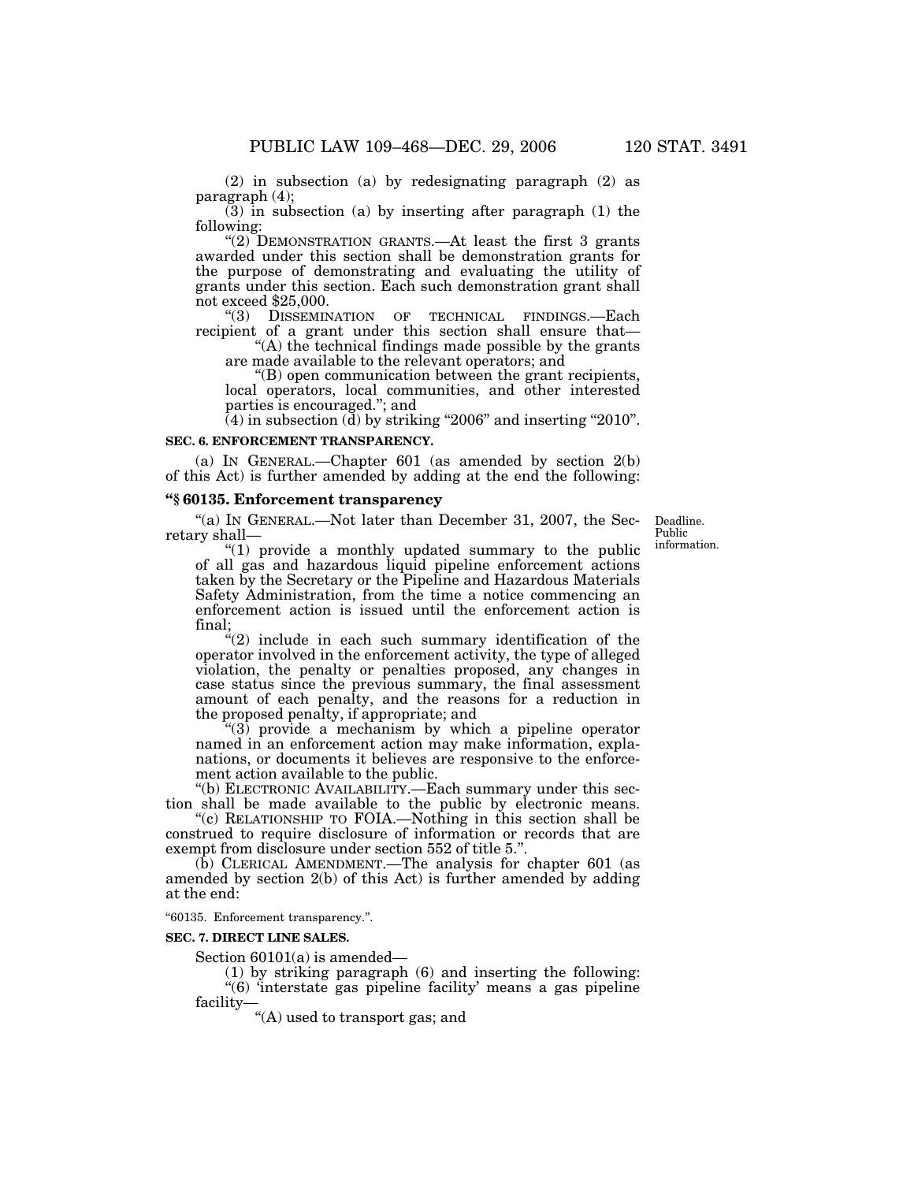(2) in subsection (a) by redesignating paragraph (2) as paragraph (4);

(3) in subsection (a) by inserting after paragraph (1) the following:

"(2) DEMONSTRATION GRANTS.—At least the first 3 grants awarded under this section shall be demonstration grants for the purpose of demonstrating and evaluating the utility of grants under this section. Each such demonstration grant shall not exceed $25,000.

"(3) DISSEMINATION OF TECHNICAL FINDINGS.—Each recipient of a grant under this section shall ensure that—

"(A) the technical findings made possible by the grants are made available to the relevant operators; and

"(B) open communication between the grant recipients, local operators, local communities, and other interested parties is encouraged."; and

(4) in subsection (d) by striking "2006" and inserting "2010".

**SEC. 6. ENFORCEMENT TRANSPARENCY.**

(a) IN GENERAL.—Chapter 601 (as amended by section 2(b) of this Act) is further amended by adding at the end the following:

**"§ 60135. Enforcement transparency**

"(a) IN GENERAL.—Not later than December 31, 2007, the Secretary shall—

Deadline. Public information.

"(1) provide a monthly updated summary to the public of all gas and hazardous liquid pipeline enforcement actions taken by the Secretary or the Pipeline and Hazardous Materials Safety Administration, from the time a notice commencing an enforcement action is issued until the enforcement action is final;

"(2) include in each such summary identification of the operator involved in the enforcement activity, the type of alleged violation, the penalty or penalties proposed, any changes in case status since the previous summary, the final assessment amount of each penalty, and the reasons for a reduction in the proposed penalty, if appropriate; and

"(3) provide a mechanism by which a pipeline operator named in an enforcement action may make information, explanations, or documents it believes are responsive to the enforcement action available to the public.

"(b) ELECTRONIC AVAILABILITY.—Each summary under this section shall be made available to the public by electronic means.

"(c) RELATIONSHIP TO FOIA.—Nothing in this section shall be construed to require disclosure of information or records that are exempt from disclosure under section 552 of title 5.".

(b) CLERICAL AMENDMENT.—The analysis for chapter 601 (as amended by section 2(b) of this Act) is further amended by adding at the end:

"60135. Enforcement transparency.".

**SEC. 7. DIRECT LINE SALES.**

Section 60101(a) is amended—

(1) by striking paragraph (6) and inserting the following:

"(6) 'interstate gas pipeline facility' means a gas pipeline facility—

"(A) used to transport gas; and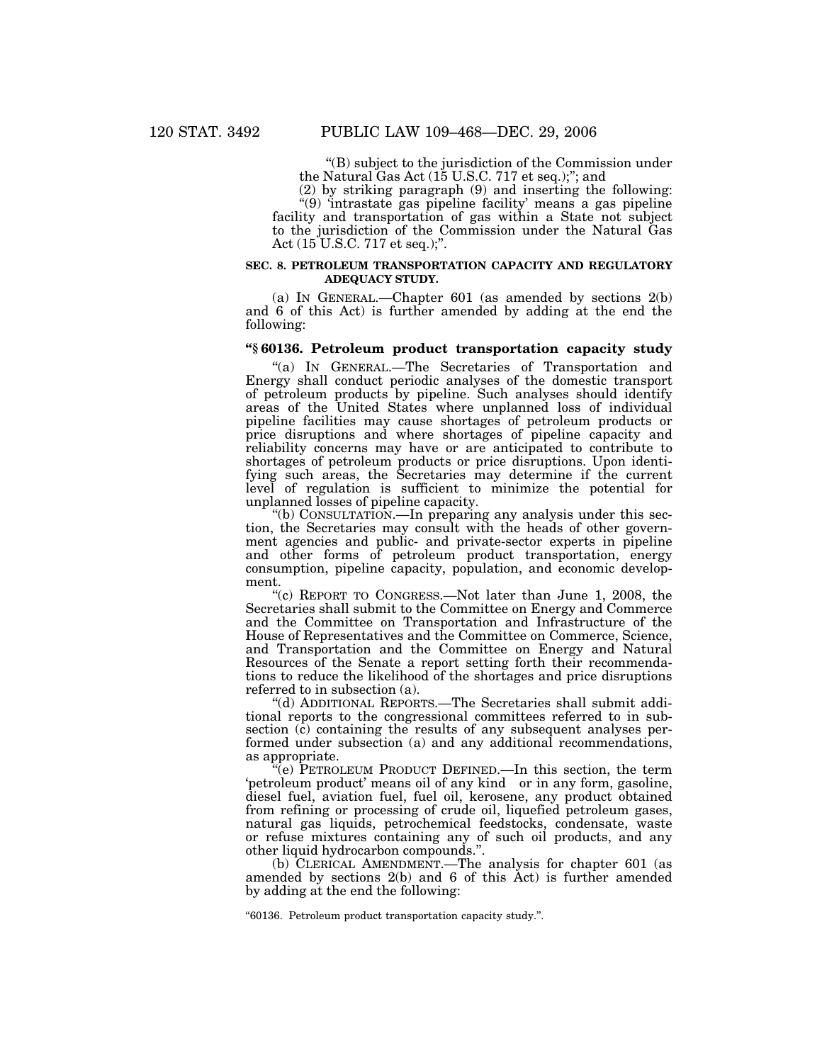"(B) subject to the jurisdiction of the Commission under the Natural Gas Act (15 U.S.C. 717 et seq.);"; and

(2) by striking paragraph (9) and inserting the following:

"(9) 'intrastate gas pipeline facility' means a gas pipeline facility and transportation of gas within a State not subject to the jurisdiction of the Commission under the Natural Gas Act (15 U.S.C. 717 et seq.);".

**SEC. 8. PETROLEUM TRANSPORTATION CAPACITY AND REGULATORY ADEQUACY STUDY.**

(a) IN GENERAL.—Chapter 601 (as amended by sections 2(b) and 6 of this Act) is further amended by adding at the end the following:

**"§ 60136. Petroleum product transportation capacity study**

"(a) IN GENERAL.—The Secretaries of Transportation and Energy shall conduct periodic analyses of the domestic transport of petroleum products by pipeline. Such analyses should identify areas of the United States where unplanned loss of individual pipeline facilities may cause shortages of petroleum products or price disruptions and where shortages of pipeline capacity and reliability concerns may have or are anticipated to contribute to shortages of petroleum products or price disruptions. Upon identifying such areas, the Secretaries may determine if the current level of regulation is sufficient to minimize the potential for unplanned losses of pipeline capacity.

"(b) CONSULTATION.—In preparing any analysis under this section, the Secretaries may consult with the heads of other government agencies and public- and private-sector experts in pipeline and other forms of petroleum product transportation, energy consumption, pipeline capacity, population, and economic development.

"(c) REPORT TO CONGRESS.—Not later than June 1, 2008, the Secretaries shall submit to the Committee on Energy and Commerce and the Committee on Transportation and Infrastructure of the House of Representatives and the Committee on Commerce, Science, and Transportation and the Committee on Energy and Natural Resources of the Senate a report setting forth their recommendations to reduce the likelihood of the shortages and price disruptions referred to in subsection (a).

"(d) ADDITIONAL REPORTS.—The Secretaries shall submit additional reports to the congressional committees referred to in subsection (c) containing the results of any subsequent analyses performed under subsection (a) and any additional recommendations, as appropriate.

"(e) PETROLEUM PRODUCT DEFINED.—In this section, the term 'petroleum product' means oil of any kind or in any form, gasoline, diesel fuel, aviation fuel, fuel oil, kerosene, any product obtained from refining or processing of crude oil, liquefied petroleum gases, natural gas liquids, petrochemical feedstocks, condensate, waste or refuse mixtures containing any of such oil products, and any other liquid hydrocarbon compounds.".

(b) CLERICAL AMENDMENT.—The analysis for chapter 601 (as amended by sections 2(b) and 6 of this Act) is further amended by adding at the end the following:

"60136. Petroleum product transportation capacity study.".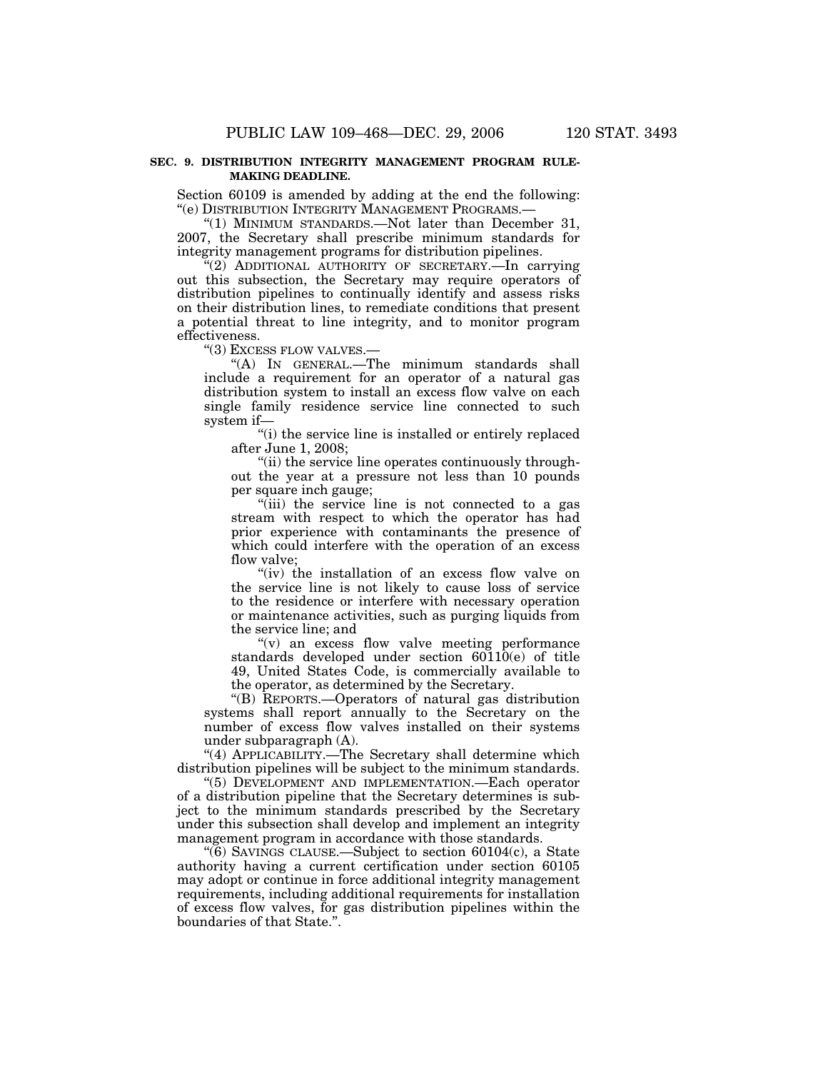**SEC. 9. DISTRIBUTION INTEGRITY MANAGEMENT PROGRAM RULE-MAKING DEADLINE.**

Section 60109 is amended by adding at the end the following:

"(e) DISTRIBUTION INTEGRITY MANAGEMENT PROGRAMS.—

"(1) MINIMUM STANDARDS.—Not later than December 31, 2007, the Secretary shall prescribe minimum standards for integrity management programs for distribution pipelines.

"(2) ADDITIONAL AUTHORITY OF SECRETARY.—In carrying out this subsection, the Secretary may require operators of distribution pipelines to continually identify and assess risks on their distribution lines, to remediate conditions that present a potential threat to line integrity, and to monitor program effectiveness.

"(3) EXCESS FLOW VALVES.—

"(A) IN GENERAL.—The minimum standards shall include a requirement for an operator of a natural gas distribution system to install an excess flow valve on each single family residence service line connected to such system if—

"(i) the service line is installed or entirely replaced after June 1, 2008;

"(ii) the service line operates continuously throughout the year at a pressure not less than 10 pounds per square inch gauge;

"(iii) the service line is not connected to a gas stream with respect to which the operator has had prior experience with contaminants the presence of which could interfere with the operation of an excess flow valve;

"(iv) the installation of an excess flow valve on the service line is not likely to cause loss of service to the residence or interfere with necessary operation or maintenance activities, such as purging liquids from the service line; and

"(v) an excess flow valve meeting performance standards developed under section 60110(e) of title 49, United States Code, is commercially available to the operator, as determined by the Secretary.

"(B) REPORTS.—Operators of natural gas distribution systems shall report annually to the Secretary on the number of excess flow valves installed on their systems under subparagraph (A).

"(4) APPLICABILITY.—The Secretary shall determine which distribution pipelines will be subject to the minimum standards.

"(5) DEVELOPMENT AND IMPLEMENTATION.—Each operator of a distribution pipeline that the Secretary determines is subject to the minimum standards prescribed by the Secretary under this subsection shall develop and implement an integrity management program in accordance with those standards.

"(6) SAVINGS CLAUSE.—Subject to section 60104(c), a State authority having a current certification under section 60105 may adopt or continue in force additional integrity management requirements, including additional requirements for installation of excess flow valves, for gas distribution pipelines within the boundaries of that State.".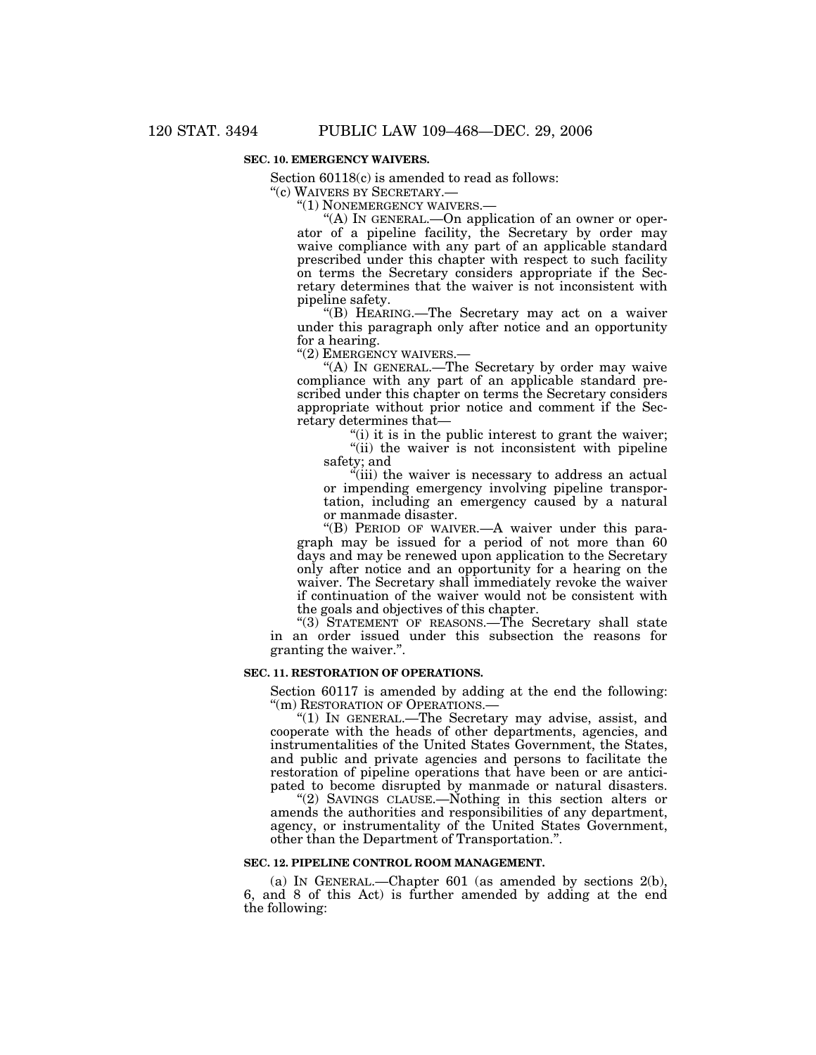**SEC. 10. EMERGENCY WAIVERS.**

Section 60118(c) is amended to read as follows:

"(c) WAIVERS BY SECRETARY.—

"(1) NONEMERGENCY WAIVERS.—

"(A) IN GENERAL.—On application of an owner or operator of a pipeline facility, the Secretary by order may waive compliance with any part of an applicable standard prescribed under this chapter with respect to such facility on terms the Secretary considers appropriate if the Secretary determines that the waiver is not inconsistent with pipeline safety.

"(B) HEARING.—The Secretary may act on a waiver under this paragraph only after notice and an opportunity for a hearing.

"(2) EMERGENCY WAIVERS.—

"(A) IN GENERAL.—The Secretary by order may waive compliance with any part of an applicable standard prescribed under this chapter on terms the Secretary considers appropriate without prior notice and comment if the Secretary determines that—

"(i) it is in the public interest to grant the waiver;

"(ii) the waiver is not inconsistent with pipeline safety; and

"(iii) the waiver is necessary to address an actual or impending emergency involving pipeline transportation, including an emergency caused by a natural or manmade disaster.

"(B) PERIOD OF WAIVER.—A waiver under this paragraph may be issued for a period of not more than 60 days and may be renewed upon application to the Secretary only after notice and an opportunity for a hearing on the waiver. The Secretary shall immediately revoke the waiver if continuation of the waiver would not be consistent with the goals and objectives of this chapter.

"(3) STATEMENT OF REASONS.—The Secretary shall state in an order issued under this subsection the reasons for granting the waiver.".

**SEC. 11. RESTORATION OF OPERATIONS.**

Section 60117 is amended by adding at the end the following:

"(m) RESTORATION OF OPERATIONS.—

"(1) IN GENERAL.—The Secretary may advise, assist, and cooperate with the heads of other departments, agencies, and instrumentalities of the United States Government, the States, and public and private agencies and persons to facilitate the restoration of pipeline operations that have been or are anticipated to become disrupted by manmade or natural disasters.

"(2) SAVINGS CLAUSE.—Nothing in this section alters or amends the authorities and responsibilities of any department, agency, or instrumentality of the United States Government, other than the Department of Transportation.".

**SEC. 12. PIPELINE CONTROL ROOM MANAGEMENT.**

(a) IN GENERAL.—Chapter 601 (as amended by sections 2(b), 6, and 8 of this Act) is further amended by adding at the end the following: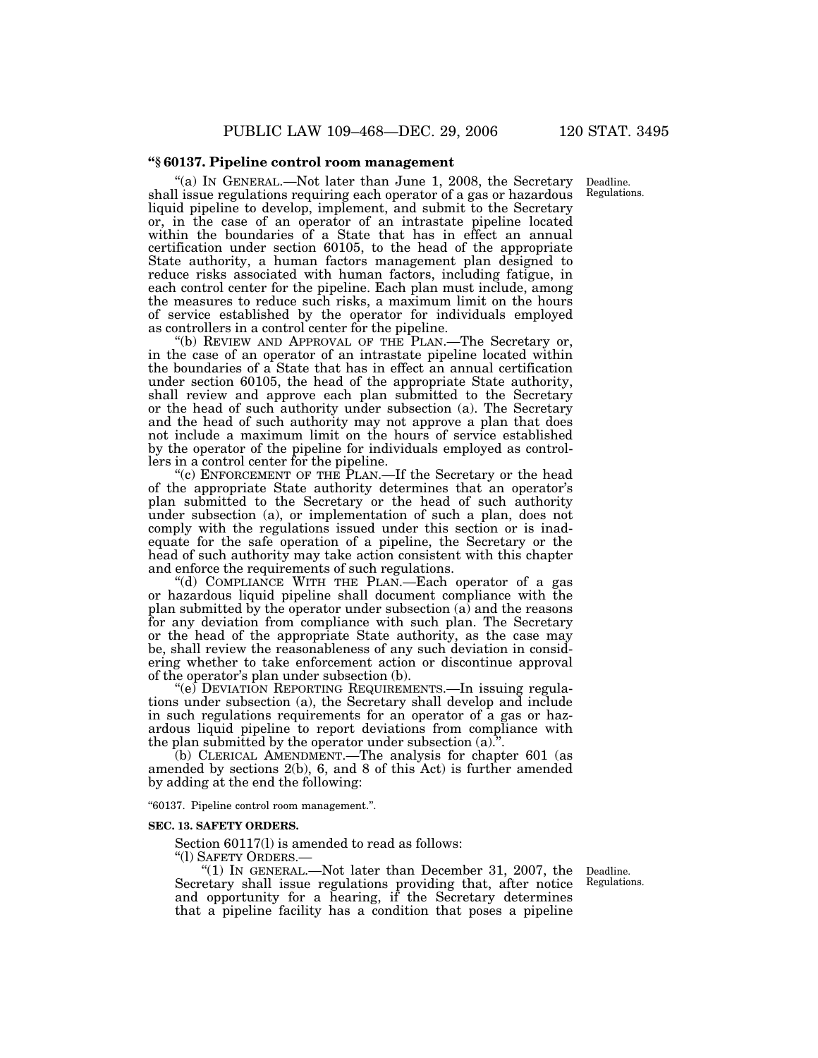**"§ 60137. Pipeline control room management**

"(a) IN GENERAL.—Not later than June 1, 2008, the Secretary shall issue regulations requiring each operator of a gas or hazardous liquid pipeline to develop, implement, and submit to the Secretary or, in the case of an operator of an intrastate pipeline located within the boundaries of a State that has in effect an annual certification under section 60105, to the head of the appropriate State authority, a human factors management plan designed to reduce risks associated with human factors, including fatigue, in each control center for the pipeline. Each plan must include, among the measures to reduce such risks, a maximum limit on the hours of service established by the operator for individuals employed as controllers in a control center for the pipeline.

Deadline. Regulations.

"(b) REVIEW AND APPROVAL OF THE PLAN.—The Secretary or, in the case of an operator of an intrastate pipeline located within the boundaries of a State that has in effect an annual certification under section 60105, the head of the appropriate State authority, shall review and approve each plan submitted to the Secretary or the head of such authority under subsection (a). The Secretary and the head of such authority may not approve a plan that does not include a maximum limit on the hours of service established by the operator of the pipeline for individuals employed as controllers in a control center for the pipeline.

"(c) ENFORCEMENT OF THE PLAN.—If the Secretary or the head of the appropriate State authority determines that an operator's plan submitted to the Secretary or the head of such authority under subsection (a), or implementation of such a plan, does not comply with the regulations issued under this section or is inadequate for the safe operation of a pipeline, the Secretary or the head of such authority may take action consistent with this chapter and enforce the requirements of such regulations.

"(d) COMPLIANCE WITH THE PLAN.—Each operator of a gas or hazardous liquid pipeline shall document compliance with the plan submitted by the operator under subsection (a) and the reasons for any deviation from compliance with such plan. The Secretary or the head of the appropriate State authority, as the case may be, shall review the reasonableness of any such deviation in considering whether to take enforcement action or discontinue approval of the operator's plan under subsection (b).

"(e) DEVIATION REPORTING REQUIREMENTS.—In issuing regulations under subsection (a), the Secretary shall develop and include in such regulations requirements for an operator of a gas or hazardous liquid pipeline to report deviations from compliance with the plan submitted by the operator under subsection (a).".

(b) CLERICAL AMENDMENT.—The analysis for chapter 601 (as amended by sections 2(b), 6, and 8 of this Act) is further amended by adding at the end the following:

"60137. Pipeline control room management.".

**SEC. 13. SAFETY ORDERS.**

Section 60117(l) is amended to read as follows:

"(l) SAFETY ORDERS.—

"(1) IN GENERAL.—Not later than December 31, 2007, the Secretary shall issue regulations providing that, after notice and opportunity for a hearing, if the Secretary determines that a pipeline facility has a condition that poses a pipeline

Deadline. Regulations.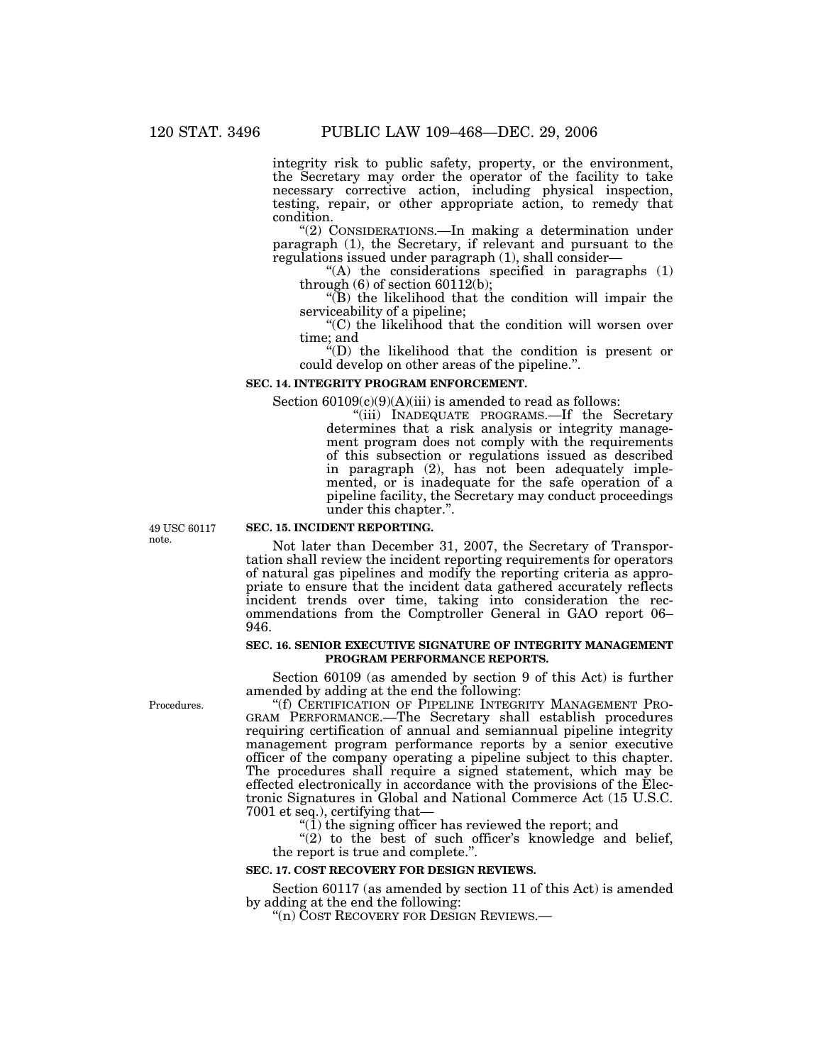integrity risk to public safety, property, or the environment, the Secretary may order the operator of the facility to take necessary corrective action, including physical inspection, testing, repair, or other appropriate action, to remedy that condition.

"(2) CONSIDERATIONS.—In making a determination under paragraph (1), the Secretary, if relevant and pursuant to the regulations issued under paragraph (1), shall consider—

"(A) the considerations specified in paragraphs (1) through (6) of section 60112(b);

"(B) the likelihood that the condition will impair the serviceability of a pipeline;

"(C) the likelihood that the condition will worsen over time; and

"(D) the likelihood that the condition is present or could develop on other areas of the pipeline.".

**SEC. 14. INTEGRITY PROGRAM ENFORCEMENT.**

Section 60109(c)(9)(A)(iii) is amended to read as follows:

"(iii) INADEQUATE PROGRAMS.—If the Secretary determines that a risk analysis or integrity management program does not comply with the requirements of this subsection or regulations issued as described in paragraph (2), has not been adequately implemented, or is inadequate for the safe operation of a pipeline facility, the Secretary may conduct proceedings under this chapter.".

49 USC 60117 note.

**SEC. 15. INCIDENT REPORTING.**

Not later than December 31, 2007, the Secretary of Transportation shall review the incident reporting requirements for operators of natural gas pipelines and modify the reporting criteria as appropriate to ensure that the incident data gathered accurately reflects incident trends over time, taking into consideration the recommendations from the Comptroller General in GAO report 06–946.

**SEC. 16. SENIOR EXECUTIVE SIGNATURE OF INTEGRITY MANAGEMENT PROGRAM PERFORMANCE REPORTS.**

Section 60109 (as amended by section 9 of this Act) is further amended by adding at the end the following:

Procedures.

"(f) CERTIFICATION OF PIPELINE INTEGRITY MANAGEMENT PROGRAM PERFORMANCE.—The Secretary shall establish procedures requiring certification of annual and semiannual pipeline integrity management program performance reports by a senior executive officer of the company operating a pipeline subject to this chapter. The procedures shall require a signed statement, which may be effected electronically in accordance with the provisions of the Electronic Signatures in Global and National Commerce Act (15 U.S.C. 7001 et seq.), certifying that—

"(1) the signing officer has reviewed the report; and

"(2) to the best of such officer's knowledge and belief, the report is true and complete.".

**SEC. 17. COST RECOVERY FOR DESIGN REVIEWS.**

Section 60117 (as amended by section 11 of this Act) is amended by adding at the end the following:

"(n) COST RECOVERY FOR DESIGN REVIEWS.—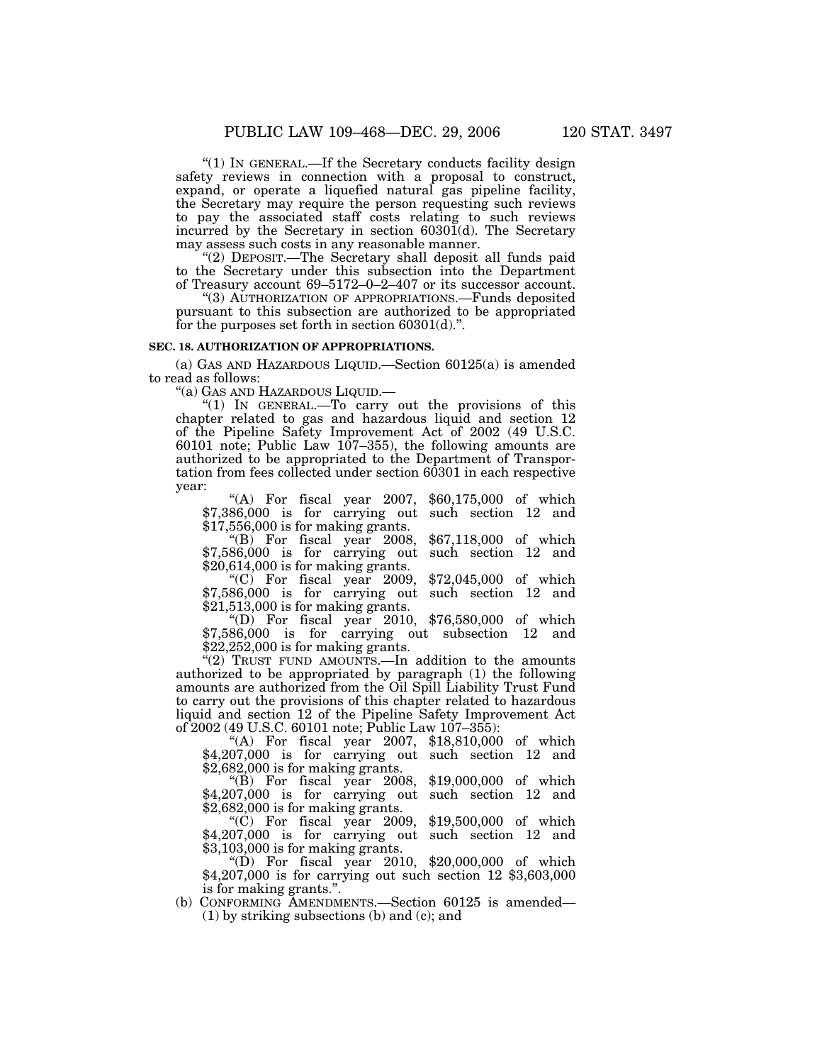"(1) IN GENERAL.—If the Secretary conducts facility design safety reviews in connection with a proposal to construct, expand, or operate a liquefied natural gas pipeline facility, the Secretary may require the person requesting such reviews to pay the associated staff costs relating to such reviews incurred by the Secretary in section 60301(d). The Secretary may assess such costs in any reasonable manner.

"(2) DEPOSIT.—The Secretary shall deposit all funds paid to the Secretary under this subsection into the Department of Treasury account 69–5172–0–2–407 or its successor account.

"(3) AUTHORIZATION OF APPROPRIATIONS.—Funds deposited pursuant to this subsection are authorized to be appropriated for the purposes set forth in section 60301(d).".

**SEC. 18. AUTHORIZATION OF APPROPRIATIONS.**

(a) GAS AND HAZARDOUS LIQUID.—Section 60125(a) is amended to read as follows:

"(a) GAS AND HAZARDOUS LIQUID.—

"(1) IN GENERAL.—To carry out the provisions of this chapter related to gas and hazardous liquid and section 12 of the Pipeline Safety Improvement Act of 2002 (49 U.S.C. 60101 note; Public Law 107–355), the following amounts are authorized to be appropriated to the Department of Transportation from fees collected under section 60301 in each respective year:

"(A) For fiscal year 2007, $60,175,000 of which $7,386,000 is for carrying out such section 12 and $17,556,000 is for making grants.

"(B) For fiscal year 2008, $67,118,000 of which $7,586,000 is for carrying out such section 12 and $20,614,000 is for making grants.

"(C) For fiscal year 2009, $72,045,000 of which $7,586,000 is for carrying out such section 12 and $21,513,000 is for making grants.

"(D) For fiscal year 2010, $76,580,000 of which $7,586,000 is for carrying out subsection 12 and $22,252,000 is for making grants.

"(2) TRUST FUND AMOUNTS.—In addition to the amounts authorized to be appropriated by paragraph (1) the following amounts are authorized from the Oil Spill Liability Trust Fund to carry out the provisions of this chapter related to hazardous liquid and section 12 of the Pipeline Safety Improvement Act of 2002 (49 U.S.C. 60101 note; Public Law 107–355):

"(A) For fiscal year 2007, $18,810,000 of which $4,207,000 is for carrying out such section 12 and $2,682,000 is for making grants.

"(B) For fiscal year 2008, $19,000,000 of which $4,207,000 is for carrying out such section 12 and $2,682,000 is for making grants.

"(C) For fiscal year 2009, $19,500,000 of which $4,207,000 is for carrying out such section 12 and $3,103,000 is for making grants.

"(D) For fiscal year 2010, $20,000,000 of which $4,207,000 is for carrying out such section 12 $3,603,000 is for making grants.".

(b) CONFORMING AMENDMENTS.—Section 60125 is amended—

(1) by striking subsections (b) and (c); and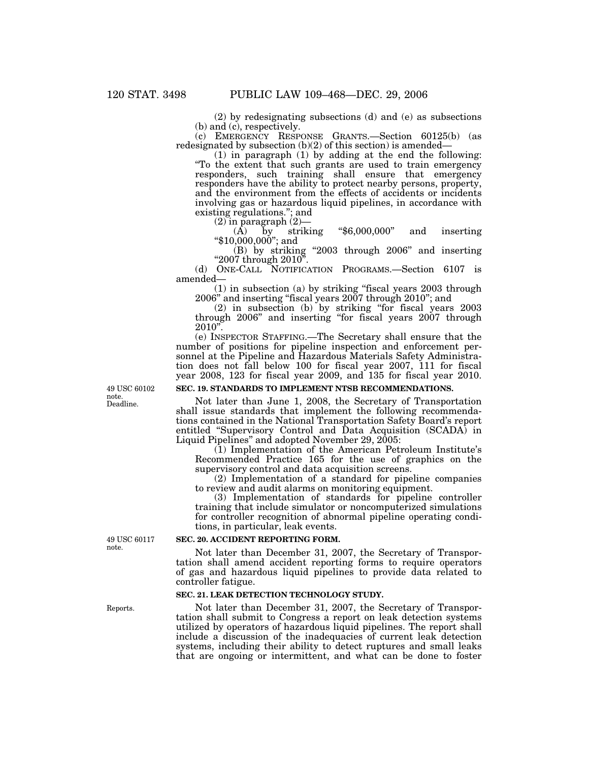(2) by redesignating subsections (d) and (e) as subsections (b) and (c), respectively.

(c) EMERGENCY RESPONSE GRANTS.—Section 60125(b) (as redesignated by subsection (b)(2) of this section) is amended—

(1) in paragraph (1) by adding at the end the following: "To the extent that such grants are used to train emergency responders, such training shall ensure that emergency responders have the ability to protect nearby persons, property, and the environment from the effects of accidents or incidents involving gas or hazardous liquid pipelines, in accordance with existing regulations."; and

(2) in paragraph (2)—

(A) by striking "$6,000,000" and inserting "$10,000,000"; and

(B) by striking "2003 through 2006" and inserting "2007 through 2010".

(d) ONE-CALL NOTIFICATION PROGRAMS.—Section 6107 is amended—

(1) in subsection (a) by striking "fiscal years 2003 through 2006" and inserting "fiscal years 2007 through 2010"; and

(2) in subsection (b) by striking "for fiscal years 2003 through 2006" and inserting "for fiscal years 2007 through 2010".

(e) INSPECTOR STAFFING.—The Secretary shall ensure that the number of positions for pipeline inspection and enforcement personnel at the Pipeline and Hazardous Materials Safety Administration does not fall below 100 for fiscal year 2007, 111 for fiscal year 2008, 123 for fiscal year 2009, and 135 for fiscal year 2010.

49 USC 60102 note. Deadline.

**SEC. 19. STANDARDS TO IMPLEMENT NTSB RECOMMENDATIONS.**

Not later than June 1, 2008, the Secretary of Transportation shall issue standards that implement the following recommendations contained in the National Transportation Safety Board's report entitled "Supervisory Control and Data Acquisition (SCADA) in Liquid Pipelines" and adopted November 29, 2005:

(1) Implementation of the American Petroleum Institute's Recommended Practice 165 for the use of graphics on the supervisory control and data acquisition screens.

(2) Implementation of a standard for pipeline companies to review and audit alarms on monitoring equipment.

(3) Implementation of standards for pipeline controller training that include simulator or noncomputerized simulations for controller recognition of abnormal pipeline operating conditions, in particular, leak events.

49 USC 60117 note.

**SEC. 20. ACCIDENT REPORTING FORM.**

Not later than December 31, 2007, the Secretary of Transportation shall amend accident reporting forms to require operators of gas and hazardous liquid pipelines to provide data related to controller fatigue.

**SEC. 21. LEAK DETECTION TECHNOLOGY STUDY.**

Reports.

Not later than December 31, 2007, the Secretary of Transportation shall submit to Congress a report on leak detection systems utilized by operators of hazardous liquid pipelines. The report shall include a discussion of the inadequacies of current leak detection systems, including their ability to detect ruptures and small leaks that are ongoing or intermittent, and what can be done to foster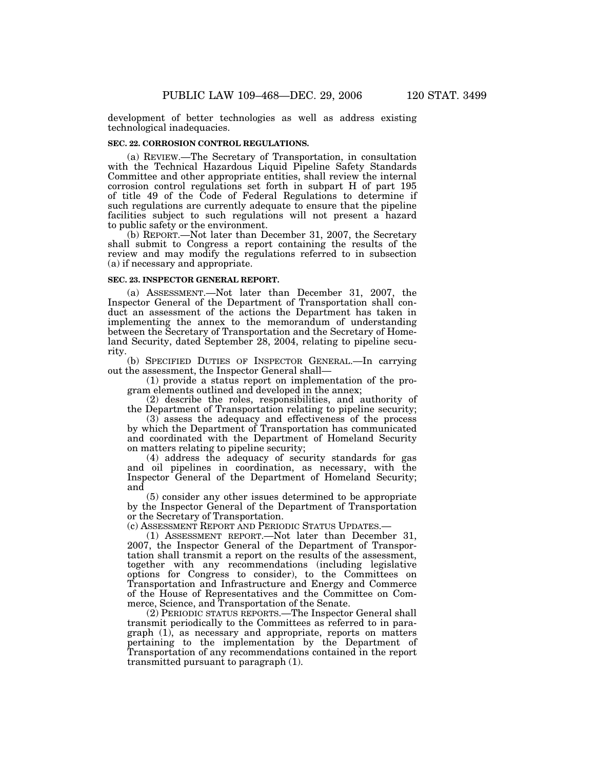development of better technologies as well as address existing technological inadequacies.

**SEC. 22. CORROSION CONTROL REGULATIONS.**

(a) REVIEW.—The Secretary of Transportation, in consultation with the Technical Hazardous Liquid Pipeline Safety Standards Committee and other appropriate entities, shall review the internal corrosion control regulations set forth in subpart H of part 195 of title 49 of the Code of Federal Regulations to determine if such regulations are currently adequate to ensure that the pipeline facilities subject to such regulations will not present a hazard to public safety or the environment.

(b) REPORT.—Not later than December 31, 2007, the Secretary shall submit to Congress a report containing the results of the review and may modify the regulations referred to in subsection (a) if necessary and appropriate.

**SEC. 23. INSPECTOR GENERAL REPORT.**

(a) ASSESSMENT.—Not later than December 31, 2007, the Inspector General of the Department of Transportation shall conduct an assessment of the actions the Department has taken in implementing the annex to the memorandum of understanding between the Secretary of Transportation and the Secretary of Homeland Security, dated September 28, 2004, relating to pipeline security.

(b) SPECIFIED DUTIES OF INSPECTOR GENERAL.—In carrying out the assessment, the Inspector General shall—

(1) provide a status report on implementation of the program elements outlined and developed in the annex;

(2) describe the roles, responsibilities, and authority of the Department of Transportation relating to pipeline security;

(3) assess the adequacy and effectiveness of the process by which the Department of Transportation has communicated and coordinated with the Department of Homeland Security on matters relating to pipeline security;

(4) address the adequacy of security standards for gas and oil pipelines in coordination, as necessary, with the Inspector General of the Department of Homeland Security; and

(5) consider any other issues determined to be appropriate by the Inspector General of the Department of Transportation or the Secretary of Transportation.

(c) ASSESSMENT REPORT AND PERIODIC STATUS UPDATES.—

(1) ASSESSMENT REPORT.—Not later than December 31, 2007, the Inspector General of the Department of Transportation shall transmit a report on the results of the assessment, together with any recommendations (including legislative options for Congress to consider), to the Committees on Transportation and Infrastructure and Energy and Commerce of the House of Representatives and the Committee on Commerce, Science, and Transportation of the Senate.

(2) PERIODIC STATUS REPORTS.—The Inspector General shall transmit periodically to the Committees as referred to in paragraph (1), as necessary and appropriate, reports on matters pertaining to the implementation by the Department of Transportation of any recommendations contained in the report transmitted pursuant to paragraph (1).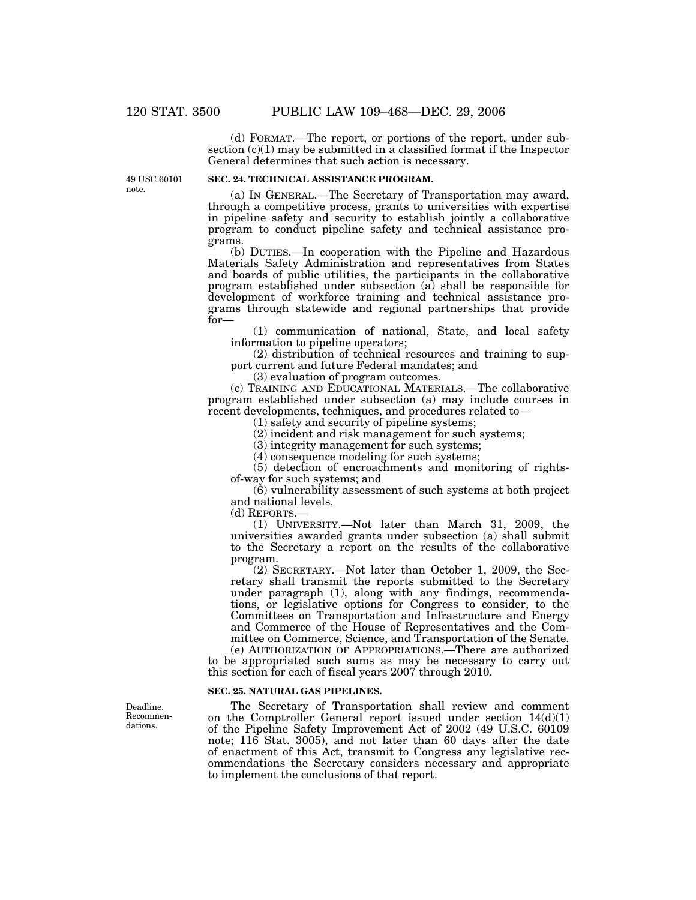(d) FORMAT.—The report, or portions of the report, under subsection (c)(1) may be submitted in a classified format if the Inspector General determines that such action is necessary.

49 USC 60101 note.

**SEC. 24. TECHNICAL ASSISTANCE PROGRAM.**

(a) IN GENERAL.—The Secretary of Transportation may award, through a competitive process, grants to universities with expertise in pipeline safety and security to establish jointly a collaborative program to conduct pipeline safety and technical assistance programs.

(b) DUTIES.—In cooperation with the Pipeline and Hazardous Materials Safety Administration and representatives from States and boards of public utilities, the participants in the collaborative program established under subsection (a) shall be responsible for development of workforce training and technical assistance programs through statewide and regional partnerships that provide for—

(1) communication of national, State, and local safety information to pipeline operators;

(2) distribution of technical resources and training to support current and future Federal mandates; and

(3) evaluation of program outcomes.

(c) TRAINING AND EDUCATIONAL MATERIALS.—The collaborative program established under subsection (a) may include courses in recent developments, techniques, and procedures related to—

(1) safety and security of pipeline systems;

(2) incident and risk management for such systems;

(3) integrity management for such systems;

(4) consequence modeling for such systems;

(5) detection of encroachments and monitoring of rights-of-way for such systems; and

(6) vulnerability assessment of such systems at both project and national levels.

(d) REPORTS.—

(1) UNIVERSITY.—Not later than March 31, 2009, the universities awarded grants under subsection (a) shall submit to the Secretary a report on the results of the collaborative program.

(2) SECRETARY.—Not later than October 1, 2009, the Secretary shall transmit the reports submitted to the Secretary under paragraph (1), along with any findings, recommendations, or legislative options for Congress to consider, to the Committees on Transportation and Infrastructure and Energy and Commerce of the House of Representatives and the Committee on Commerce, Science, and Transportation of the Senate.

(e) AUTHORIZATION OF APPROPRIATIONS.—There are authorized to be appropriated such sums as may be necessary to carry out this section for each of fiscal years 2007 through 2010.

**SEC. 25. NATURAL GAS PIPELINES.**

Deadline. Recommendations.

The Secretary of Transportation shall review and comment on the Comptroller General report issued under section 14(d)(1) of the Pipeline Safety Improvement Act of 2002 (49 U.S.C. 60109 note; 116 Stat. 3005), and not later than 60 days after the date of enactment of this Act, transmit to Congress any legislative recommendations the Secretary considers necessary and appropriate to implement the conclusions of that report.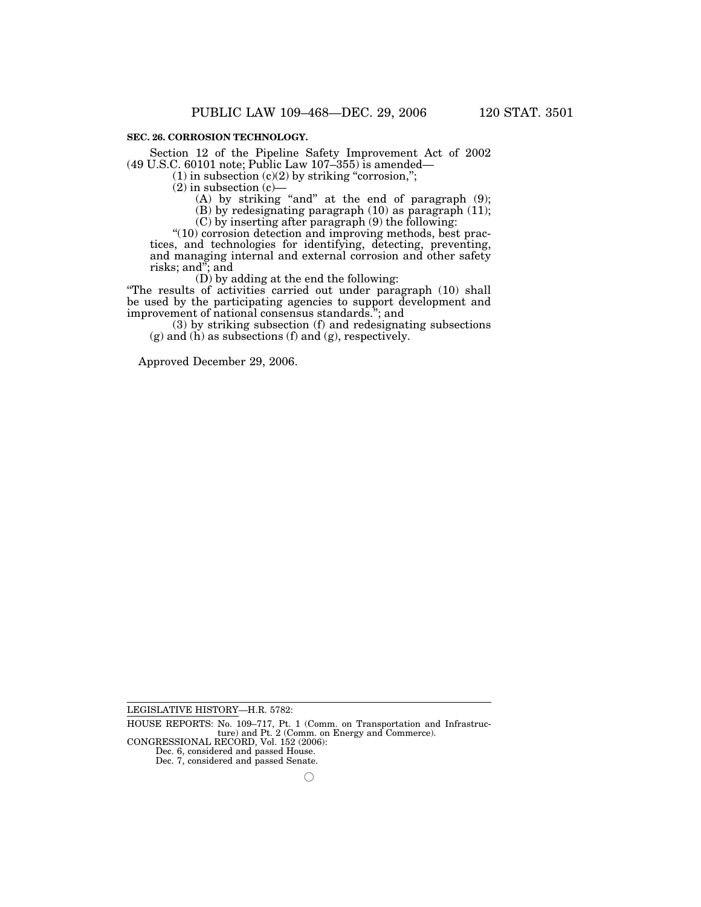**SEC. 26. CORROSION TECHNOLOGY.**

Section 12 of the Pipeline Safety Improvement Act of 2002 (49 U.S.C. 60101 note; Public Law 107–355) is amended—

(1) in subsection (c)(2) by striking "corrosion,";

(2) in subsection (c)—

(A) by striking "and" at the end of paragraph (9);

(B) by redesignating paragraph (10) as paragraph (11);

(C) by inserting after paragraph (9) the following:

"(10) corrosion detection and improving methods, best practices, and technologies for identifying, detecting, preventing, and managing internal and external corrosion and other safety risks; and"; and

(D) by adding at the end the following:

"The results of activities carried out under paragraph (10) shall be used by the participating agencies to support development and improvement of national consensus standards."; and

(3) by striking subsection (f) and redesignating subsections (g) and (h) as subsections (f) and (g), respectively.

Approved December 29, 2006.

---

LEGISLATIVE HISTORY—H.R. 5782:

HOUSE REPORTS: No. 109–717, Pt. 1 (Comm. on Transportation and Infrastructure) and Pt. 2 (Comm. on Energy and Commerce).

CONGRESSIONAL RECORD, Vol. 152 (2006):

Dec. 6, considered and passed House.

Dec. 7, considered and passed Senate.